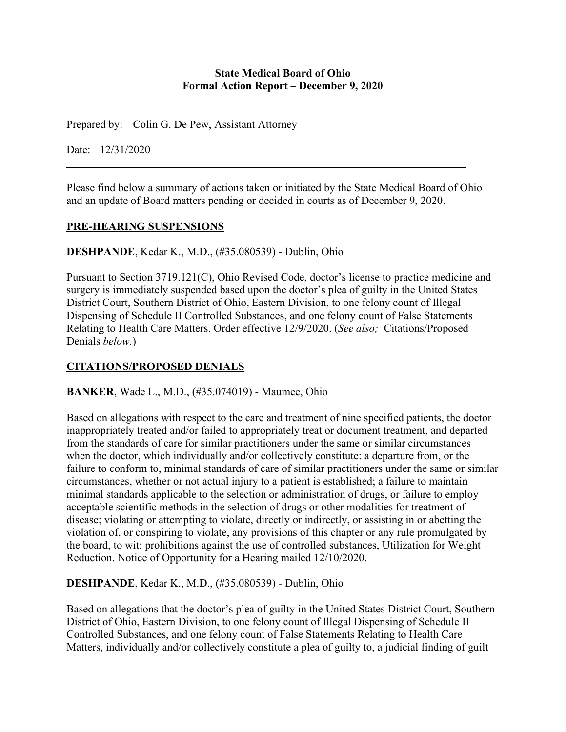**State Medical Board of Ohio**
**Formal Action Report – December 9, 2020**

Prepared by: Colin G. De Pew, Assistant Attorney

Date: 12/31/2020

---

Please find below a summary of actions taken or initiated by the State Medical Board of Ohio and an update of Board matters pending or decided in courts as of December 9, 2020.

## PRE-HEARING SUSPENSIONS

**DESHPANDE**, Kedar K., M.D., (#35.080539) - Dublin, Ohio

Pursuant to Section 3719.121(C), Ohio Revised Code, doctor's license to practice medicine and surgery is immediately suspended based upon the doctor's plea of guilty in the United States District Court, Southern District of Ohio, Eastern Division, to one felony count of Illegal Dispensing of Schedule II Controlled Substances, and one felony count of False Statements Relating to Health Care Matters. Order effective 12/9/2020. (*See also;* Citations/Proposed Denials *below.*)

## CITATIONS/PROPOSED DENIALS

**BANKER**, Wade L., M.D., (#35.074019) - Maumee, Ohio

Based on allegations with respect to the care and treatment of nine specified patients, the doctor inappropriately treated and/or failed to appropriately treat or document treatment, and departed from the standards of care for similar practitioners under the same or similar circumstances when the doctor, which individually and/or collectively constitute: a departure from, or the failure to conform to, minimal standards of care of similar practitioners under the same or similar circumstances, whether or not actual injury to a patient is established; a failure to maintain minimal standards applicable to the selection or administration of drugs, or failure to employ acceptable scientific methods in the selection of drugs or other modalities for treatment of disease; violating or attempting to violate, directly or indirectly, or assisting in or abetting the violation of, or conspiring to violate, any provisions of this chapter or any rule promulgated by the board, to wit: prohibitions against the use of controlled substances, Utilization for Weight Reduction. Notice of Opportunity for a Hearing mailed 12/10/2020.

**DESHPANDE**, Kedar K., M.D., (#35.080539) - Dublin, Ohio

Based on allegations that the doctor's plea of guilty in the United States District Court, Southern District of Ohio, Eastern Division, to one felony count of Illegal Dispensing of Schedule II Controlled Substances, and one felony count of False Statements Relating to Health Care Matters, individually and/or collectively constitute a plea of guilty to, a judicial finding of guilt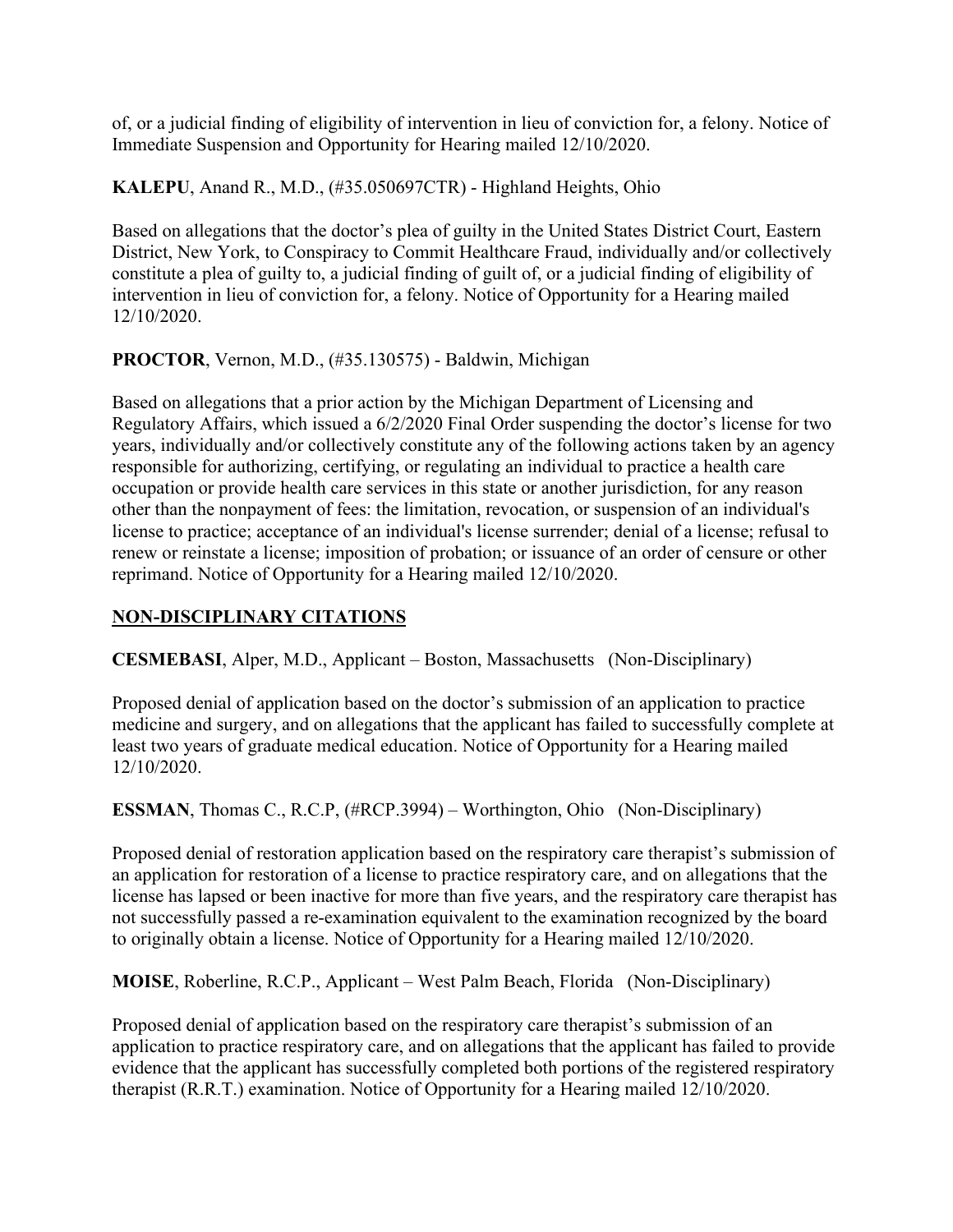of, or a judicial finding of eligibility of intervention in lieu of conviction for, a felony. Notice of Immediate Suspension and Opportunity for Hearing mailed 12/10/2020.

**KALEPU**, Anand R., M.D., (#35.050697CTR) - Highland Heights, Ohio

Based on allegations that the doctor's plea of guilty in the United States District Court, Eastern District, New York, to Conspiracy to Commit Healthcare Fraud, individually and/or collectively constitute a plea of guilty to, a judicial finding of guilt of, or a judicial finding of eligibility of intervention in lieu of conviction for, a felony. Notice of Opportunity for a Hearing mailed 12/10/2020.

**PROCTOR**, Vernon, M.D., (#35.130575) - Baldwin, Michigan

Based on allegations that a prior action by the Michigan Department of Licensing and Regulatory Affairs, which issued a 6/2/2020 Final Order suspending the doctor's license for two years, individually and/or collectively constitute any of the following actions taken by an agency responsible for authorizing, certifying, or regulating an individual to practice a health care occupation or provide health care services in this state or another jurisdiction, for any reason other than the nonpayment of fees: the limitation, revocation, or suspension of an individual's license to practice; acceptance of an individual's license surrender; denial of a license; refusal to renew or reinstate a license; imposition of probation; or issuance of an order of censure or other reprimand. Notice of Opportunity for a Hearing mailed 12/10/2020.

## NON-DISCIPLINARY CITATIONS

**CESMEBASI**, Alper, M.D., Applicant – Boston, Massachusetts (Non-Disciplinary)

Proposed denial of application based on the doctor's submission of an application to practice medicine and surgery, and on allegations that the applicant has failed to successfully complete at least two years of graduate medical education. Notice of Opportunity for a Hearing mailed 12/10/2020.

**ESSMAN**, Thomas C., R.C.P, (#RCP.3994) – Worthington, Ohio (Non-Disciplinary)

Proposed denial of restoration application based on the respiratory care therapist's submission of an application for restoration of a license to practice respiratory care, and on allegations that the license has lapsed or been inactive for more than five years, and the respiratory care therapist has not successfully passed a re-examination equivalent to the examination recognized by the board to originally obtain a license. Notice of Opportunity for a Hearing mailed 12/10/2020.

**MOISE**, Roberline, R.C.P., Applicant – West Palm Beach, Florida (Non-Disciplinary)

Proposed denial of application based on the respiratory care therapist's submission of an application to practice respiratory care, and on allegations that the applicant has failed to provide evidence that the applicant has successfully completed both portions of the registered respiratory therapist (R.R.T.) examination. Notice of Opportunity for a Hearing mailed 12/10/2020.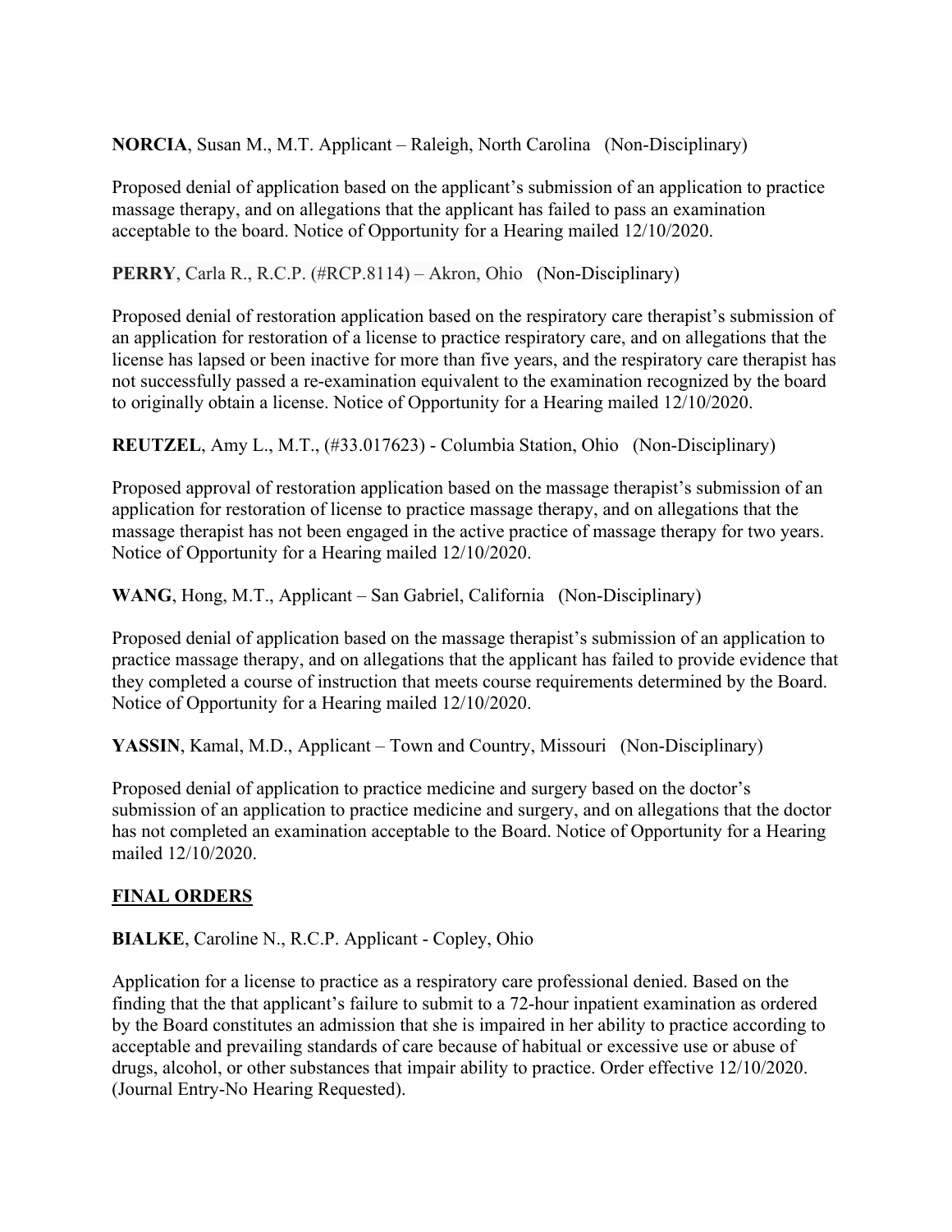**NORCIA**, Susan M., M.T. Applicant – Raleigh, North Carolina (Non-Disciplinary)

Proposed denial of application based on the applicant's submission of an application to practice massage therapy, and on allegations that the applicant has failed to pass an examination acceptable to the board. Notice of Opportunity for a Hearing mailed 12/10/2020.

**PERRY**, Carla R., R.C.P. (#RCP.8114) – Akron, Ohio (Non-Disciplinary)

Proposed denial of restoration application based on the respiratory care therapist's submission of an application for restoration of a license to practice respiratory care, and on allegations that the license has lapsed or been inactive for more than five years, and the respiratory care therapist has not successfully passed a re-examination equivalent to the examination recognized by the board to originally obtain a license. Notice of Opportunity for a Hearing mailed 12/10/2020.

**REUTZEL**, Amy L., M.T., (#33.017623) - Columbia Station, Ohio (Non-Disciplinary)

Proposed approval of restoration application based on the massage therapist's submission of an application for restoration of license to practice massage therapy, and on allegations that the massage therapist has not been engaged in the active practice of massage therapy for two years. Notice of Opportunity for a Hearing mailed 12/10/2020.

**WANG**, Hong, M.T., Applicant – San Gabriel, California (Non-Disciplinary)

Proposed denial of application based on the massage therapist's submission of an application to practice massage therapy, and on allegations that the applicant has failed to provide evidence that they completed a course of instruction that meets course requirements determined by the Board. Notice of Opportunity for a Hearing mailed 12/10/2020.

**YASSIN**, Kamal, M.D., Applicant – Town and Country, Missouri (Non-Disciplinary)

Proposed denial of application to practice medicine and surgery based on the doctor's submission of an application to practice medicine and surgery, and on allegations that the doctor has not completed an examination acceptable to the Board. Notice of Opportunity for a Hearing mailed 12/10/2020.

**FINAL ORDERS**

**BIALKE**, Caroline N., R.C.P. Applicant - Copley, Ohio

Application for a license to practice as a respiratory care professional denied. Based on the finding that the that applicant's failure to submit to a 72-hour inpatient examination as ordered by the Board constitutes an admission that she is impaired in her ability to practice according to acceptable and prevailing standards of care because of habitual or excessive use or abuse of drugs, alcohol, or other substances that impair ability to practice. Order effective 12/10/2020. (Journal Entry-No Hearing Requested).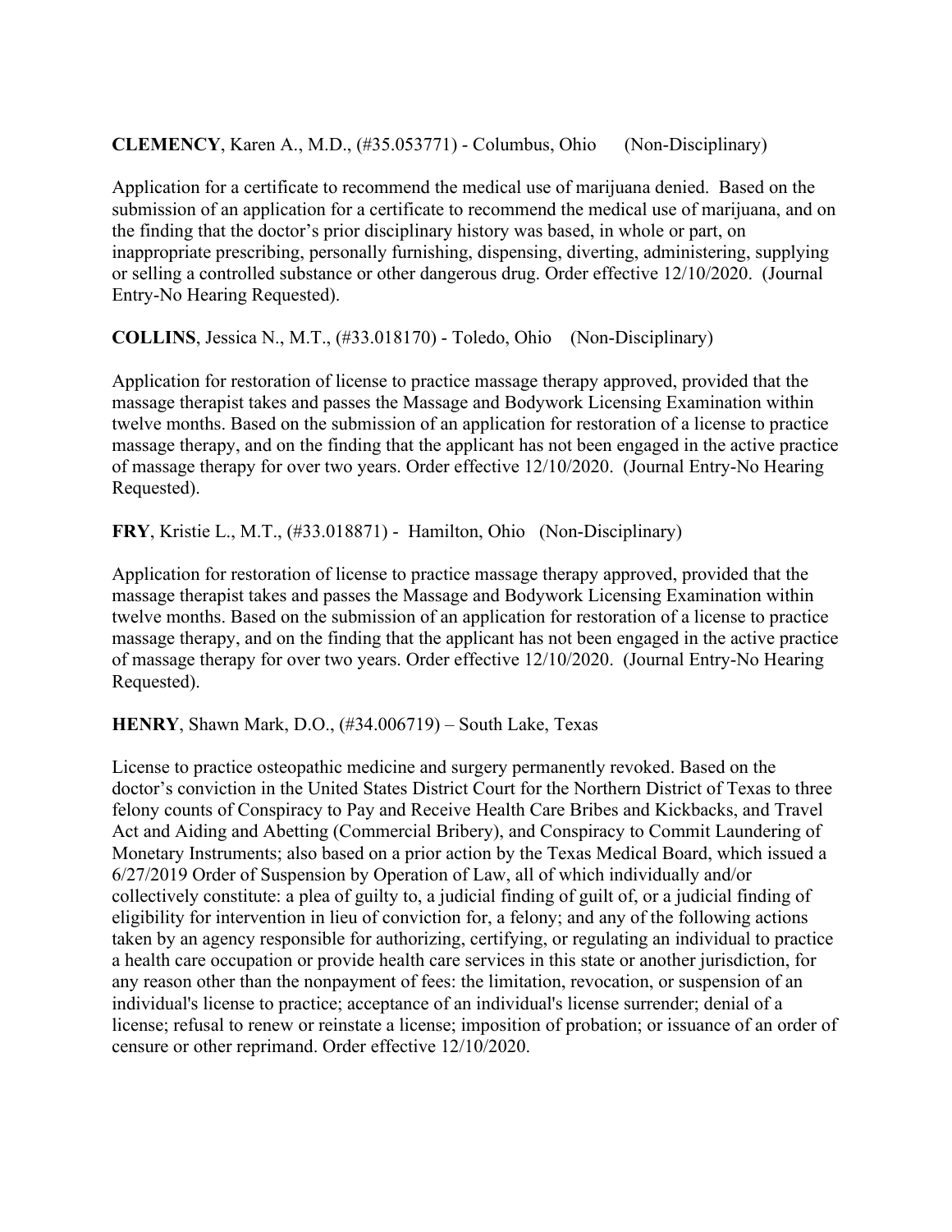**CLEMENCY**, Karen A., M.D., (#35.053771) - Columbus, Ohio (Non-Disciplinary)

Application for a certificate to recommend the medical use of marijuana denied. Based on the submission of an application for a certificate to recommend the medical use of marijuana, and on the finding that the doctor's prior disciplinary history was based, in whole or part, on inappropriate prescribing, personally furnishing, dispensing, diverting, administering, supplying or selling a controlled substance or other dangerous drug. Order effective 12/10/2020. (Journal Entry-No Hearing Requested).

**COLLINS**, Jessica N., M.T., (#33.018170) - Toledo, Ohio (Non-Disciplinary)

Application for restoration of license to practice massage therapy approved, provided that the massage therapist takes and passes the Massage and Bodywork Licensing Examination within twelve months. Based on the submission of an application for restoration of a license to practice massage therapy, and on the finding that the applicant has not been engaged in the active practice of massage therapy for over two years. Order effective 12/10/2020. (Journal Entry-No Hearing Requested).

**FRY**, Kristie L., M.T., (#33.018871) - Hamilton, Ohio (Non-Disciplinary)

Application for restoration of license to practice massage therapy approved, provided that the massage therapist takes and passes the Massage and Bodywork Licensing Examination within twelve months. Based on the submission of an application for restoration of a license to practice massage therapy, and on the finding that the applicant has not been engaged in the active practice of massage therapy for over two years. Order effective 12/10/2020. (Journal Entry-No Hearing Requested).

**HENRY**, Shawn Mark, D.O., (#34.006719) – South Lake, Texas

License to practice osteopathic medicine and surgery permanently revoked. Based on the doctor's conviction in the United States District Court for the Northern District of Texas to three felony counts of Conspiracy to Pay and Receive Health Care Bribes and Kickbacks, and Travel Act and Aiding and Abetting (Commercial Bribery), and Conspiracy to Commit Laundering of Monetary Instruments; also based on a prior action by the Texas Medical Board, which issued a 6/27/2019 Order of Suspension by Operation of Law, all of which individually and/or collectively constitute: a plea of guilty to, a judicial finding of guilt of, or a judicial finding of eligibility for intervention in lieu of conviction for, a felony; and any of the following actions taken by an agency responsible for authorizing, certifying, or regulating an individual to practice a health care occupation or provide health care services in this state or another jurisdiction, for any reason other than the nonpayment of fees: the limitation, revocation, or suspension of an individual's license to practice; acceptance of an individual's license surrender; denial of a license; refusal to renew or reinstate a license; imposition of probation; or issuance of an order of censure or other reprimand. Order effective 12/10/2020.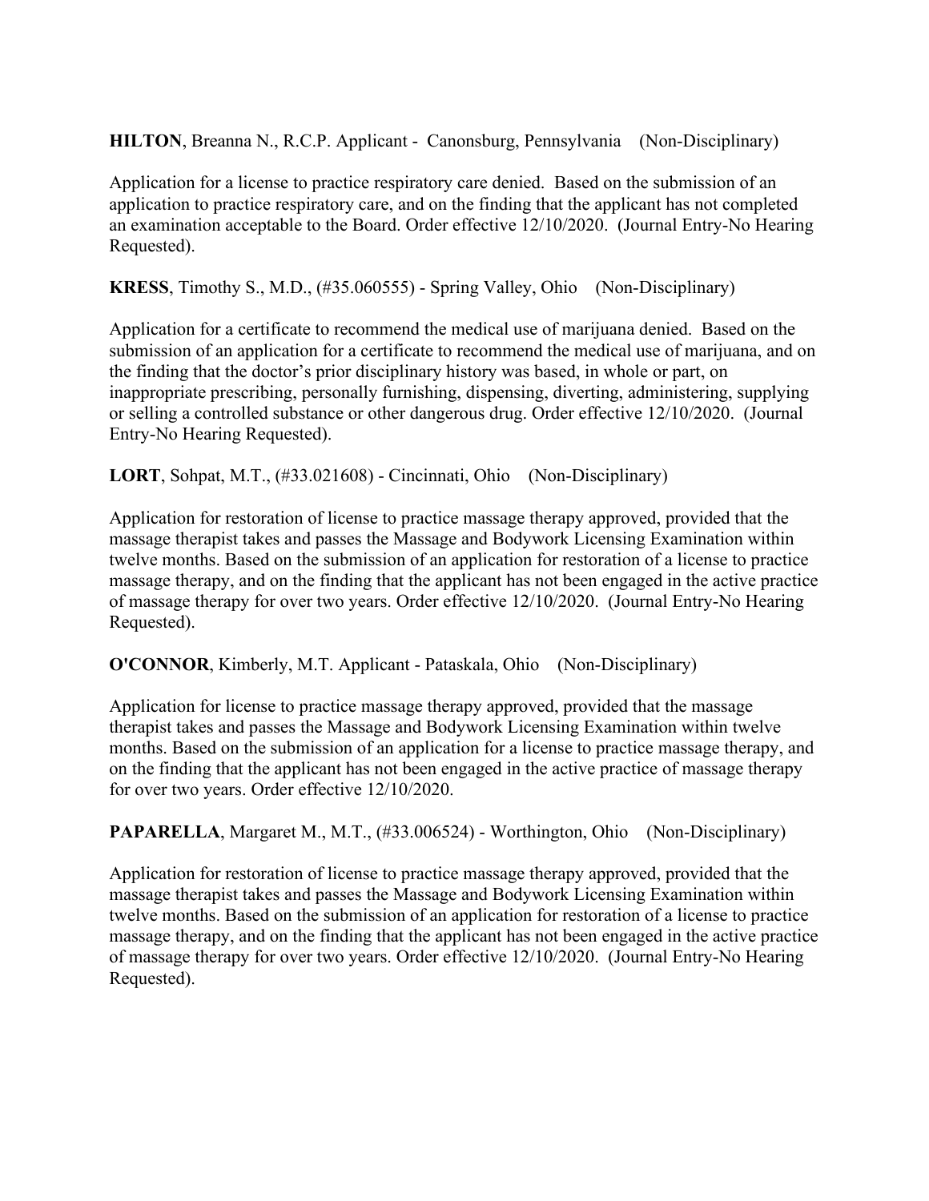**HILTON**, Breanna N., R.C.P. Applicant - Canonsburg, Pennsylvania (Non-Disciplinary)

Application for a license to practice respiratory care denied. Based on the submission of an application to practice respiratory care, and on the finding that the applicant has not completed an examination acceptable to the Board. Order effective 12/10/2020. (Journal Entry-No Hearing Requested).

**KRESS**, Timothy S., M.D., (#35.060555) - Spring Valley, Ohio (Non-Disciplinary)

Application for a certificate to recommend the medical use of marijuana denied. Based on the submission of an application for a certificate to recommend the medical use of marijuana, and on the finding that the doctor's prior disciplinary history was based, in whole or part, on inappropriate prescribing, personally furnishing, dispensing, diverting, administering, supplying or selling a controlled substance or other dangerous drug. Order effective 12/10/2020. (Journal Entry-No Hearing Requested).

**LORT**, Sohpat, M.T., (#33.021608) - Cincinnati, Ohio (Non-Disciplinary)

Application for restoration of license to practice massage therapy approved, provided that the massage therapist takes and passes the Massage and Bodywork Licensing Examination within twelve months. Based on the submission of an application for restoration of a license to practice massage therapy, and on the finding that the applicant has not been engaged in the active practice of massage therapy for over two years. Order effective 12/10/2020. (Journal Entry-No Hearing Requested).

**O'CONNOR**, Kimberly, M.T. Applicant - Pataskala, Ohio (Non-Disciplinary)

Application for license to practice massage therapy approved, provided that the massage therapist takes and passes the Massage and Bodywork Licensing Examination within twelve months. Based on the submission of an application for a license to practice massage therapy, and on the finding that the applicant has not been engaged in the active practice of massage therapy for over two years. Order effective 12/10/2020.

**PAPARELLA**, Margaret M., M.T., (#33.006524) - Worthington, Ohio (Non-Disciplinary)

Application for restoration of license to practice massage therapy approved, provided that the massage therapist takes and passes the Massage and Bodywork Licensing Examination within twelve months. Based on the submission of an application for restoration of a license to practice massage therapy, and on the finding that the applicant has not been engaged in the active practice of massage therapy for over two years. Order effective 12/10/2020. (Journal Entry-No Hearing Requested).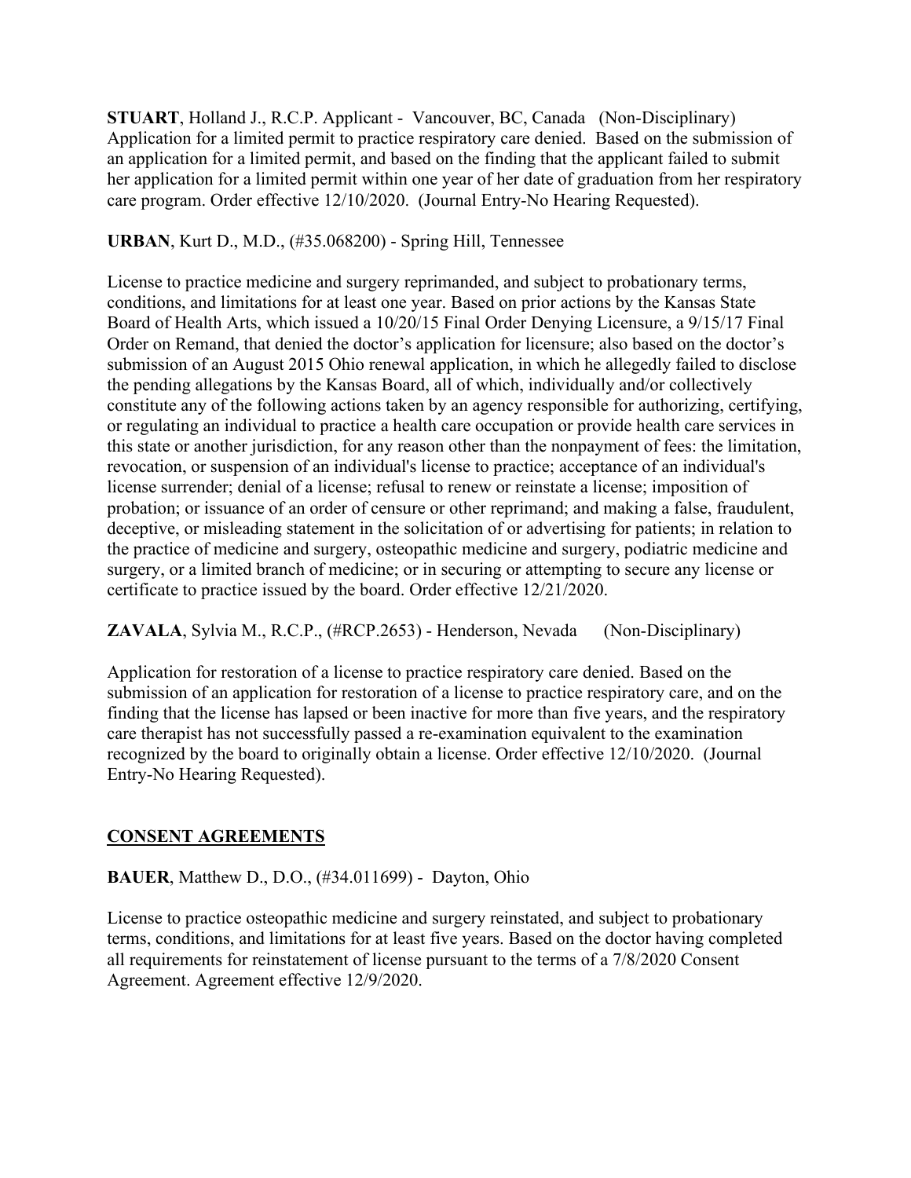**STUART**, Holland J., R.C.P. Applicant - Vancouver, BC, Canada (Non-Disciplinary) Application for a limited permit to practice respiratory care denied. Based on the submission of an application for a limited permit, and based on the finding that the applicant failed to submit her application for a limited permit within one year of her date of graduation from her respiratory care program. Order effective 12/10/2020. (Journal Entry-No Hearing Requested).

**URBAN**, Kurt D., M.D., (#35.068200) - Spring Hill, Tennessee

License to practice medicine and surgery reprimanded, and subject to probationary terms, conditions, and limitations for at least one year. Based on prior actions by the Kansas State Board of Health Arts, which issued a 10/20/15 Final Order Denying Licensure, a 9/15/17 Final Order on Remand, that denied the doctor's application for licensure; also based on the doctor's submission of an August 2015 Ohio renewal application, in which he allegedly failed to disclose the pending allegations by the Kansas Board, all of which, individually and/or collectively constitute any of the following actions taken by an agency responsible for authorizing, certifying, or regulating an individual to practice a health care occupation or provide health care services in this state or another jurisdiction, for any reason other than the nonpayment of fees: the limitation, revocation, or suspension of an individual's license to practice; acceptance of an individual's license surrender; denial of a license; refusal to renew or reinstate a license; imposition of probation; or issuance of an order of censure or other reprimand; and making a false, fraudulent, deceptive, or misleading statement in the solicitation of or advertising for patients; in relation to the practice of medicine and surgery, osteopathic medicine and surgery, podiatric medicine and surgery, or a limited branch of medicine; or in securing or attempting to secure any license or certificate to practice issued by the board. Order effective 12/21/2020.

**ZAVALA**, Sylvia M., R.C.P., (#RCP.2653) - Henderson, Nevada (Non-Disciplinary)

Application for restoration of a license to practice respiratory care denied. Based on the submission of an application for restoration of a license to practice respiratory care, and on the finding that the license has lapsed or been inactive for more than five years, and the respiratory care therapist has not successfully passed a re-examination equivalent to the examination recognized by the board to originally obtain a license. Order effective 12/10/2020. (Journal Entry-No Hearing Requested).

## CONSENT AGREEMENTS

**BAUER**, Matthew D., D.O., (#34.011699) - Dayton, Ohio

License to practice osteopathic medicine and surgery reinstated, and subject to probationary terms, conditions, and limitations for at least five years. Based on the doctor having completed all requirements for reinstatement of license pursuant to the terms of a 7/8/2020 Consent Agreement. Agreement effective 12/9/2020.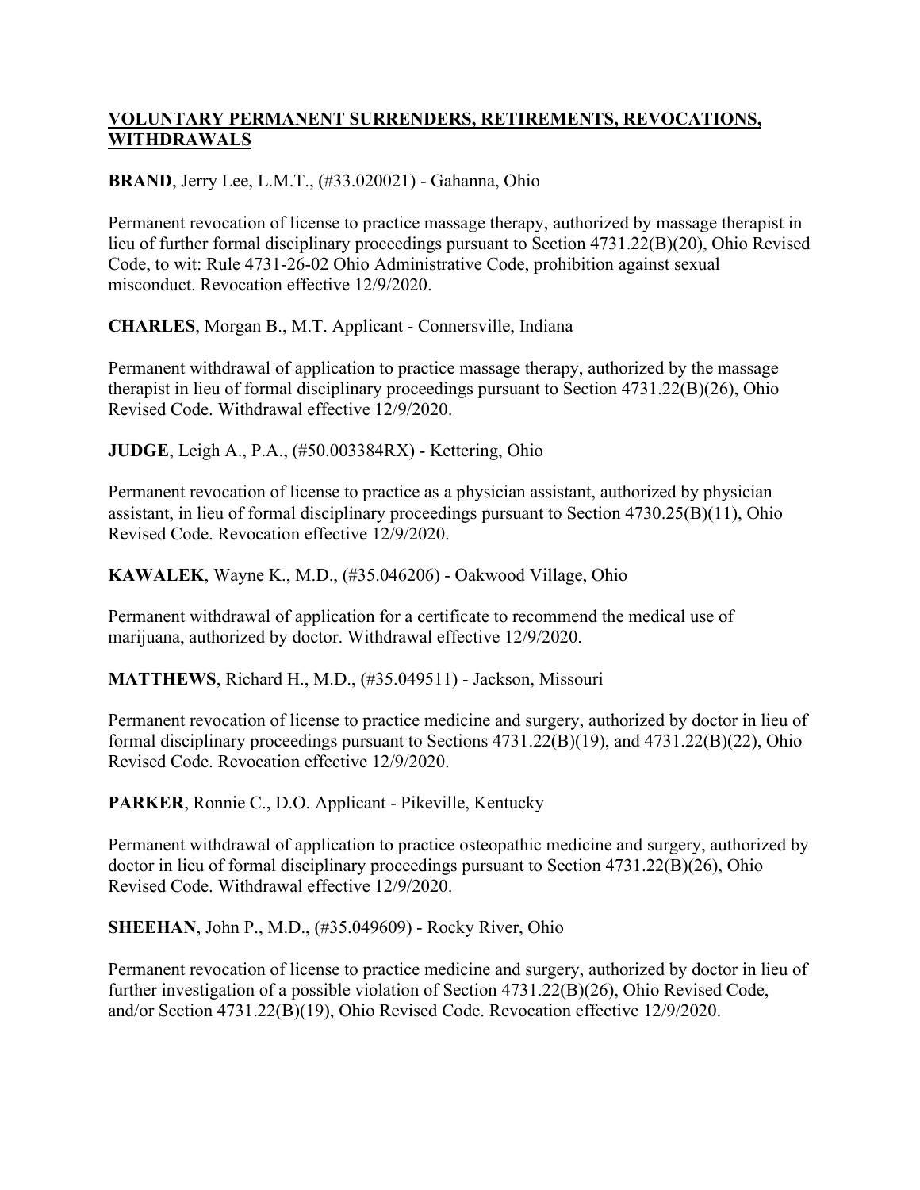## VOLUNTARY PERMANENT SURRENDERS, RETIREMENTS, REVOCATIONS, WITHDRAWALS

**BRAND**, Jerry Lee, L.M.T., (#33.020021) - Gahanna, Ohio

Permanent revocation of license to practice massage therapy, authorized by massage therapist in lieu of further formal disciplinary proceedings pursuant to Section 4731.22(B)(20), Ohio Revised Code, to wit: Rule 4731-26-02 Ohio Administrative Code, prohibition against sexual misconduct. Revocation effective 12/9/2020.

**CHARLES**, Morgan B., M.T. Applicant - Connersville, Indiana

Permanent withdrawal of application to practice massage therapy, authorized by the massage therapist in lieu of formal disciplinary proceedings pursuant to Section 4731.22(B)(26), Ohio Revised Code. Withdrawal effective 12/9/2020.

**JUDGE**, Leigh A., P.A., (#50.003384RX) - Kettering, Ohio

Permanent revocation of license to practice as a physician assistant, authorized by physician assistant, in lieu of formal disciplinary proceedings pursuant to Section 4730.25(B)(11), Ohio Revised Code. Revocation effective 12/9/2020.

**KAWALEK**, Wayne K., M.D., (#35.046206) - Oakwood Village, Ohio

Permanent withdrawal of application for a certificate to recommend the medical use of marijuana, authorized by doctor. Withdrawal effective 12/9/2020.

**MATTHEWS**, Richard H., M.D., (#35.049511) - Jackson, Missouri

Permanent revocation of license to practice medicine and surgery, authorized by doctor in lieu of formal disciplinary proceedings pursuant to Sections 4731.22(B)(19), and 4731.22(B)(22), Ohio Revised Code. Revocation effective 12/9/2020.

**PARKER**, Ronnie C., D.O. Applicant - Pikeville, Kentucky

Permanent withdrawal of application to practice osteopathic medicine and surgery, authorized by doctor in lieu of formal disciplinary proceedings pursuant to Section 4731.22(B)(26), Ohio Revised Code. Withdrawal effective 12/9/2020.

**SHEEHAN**, John P., M.D., (#35.049609) - Rocky River, Ohio

Permanent revocation of license to practice medicine and surgery, authorized by doctor in lieu of further investigation of a possible violation of Section 4731.22(B)(26), Ohio Revised Code, and/or Section 4731.22(B)(19), Ohio Revised Code. Revocation effective 12/9/2020.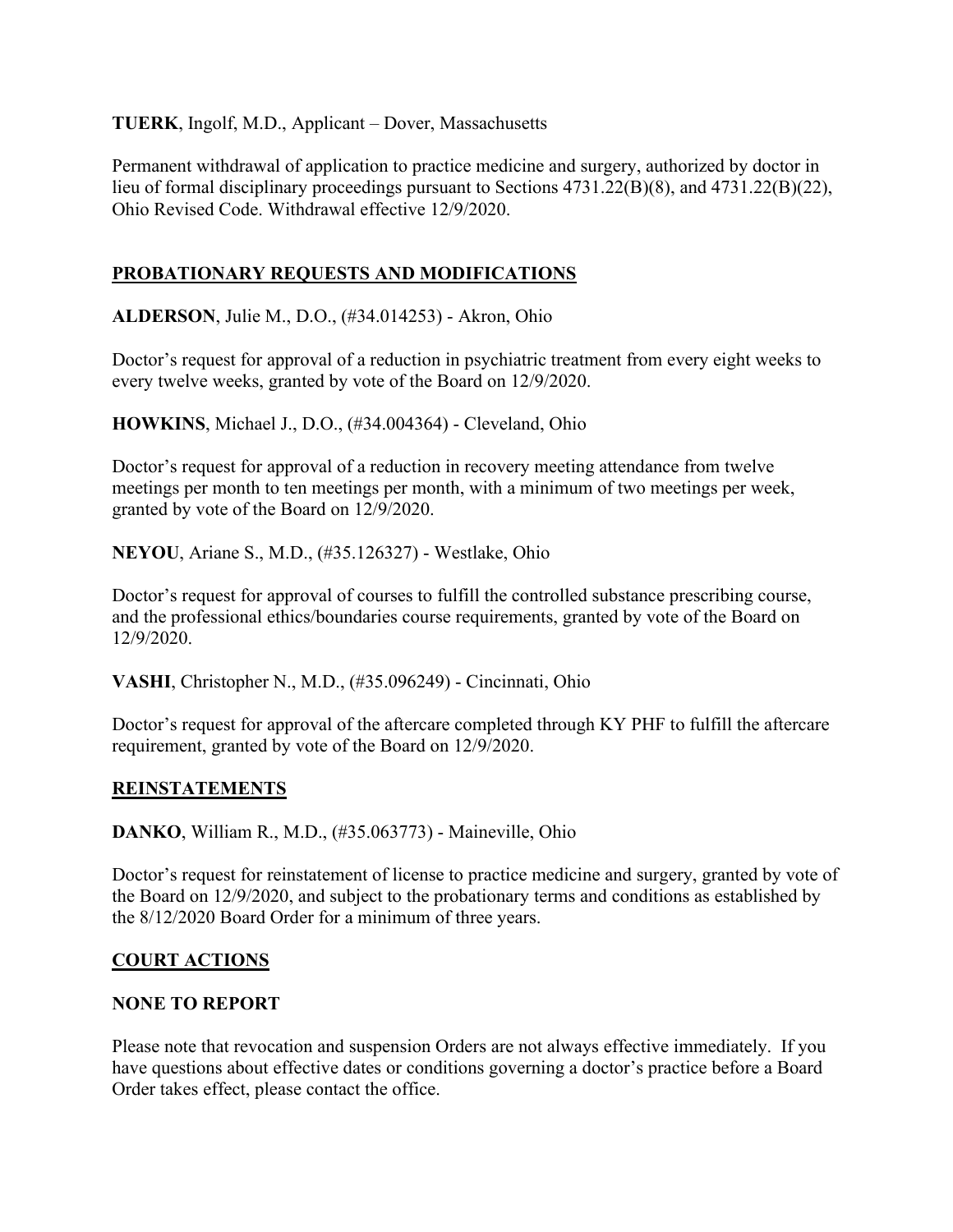**TUERK**, Ingolf, M.D., Applicant – Dover, Massachusetts

Permanent withdrawal of application to practice medicine and surgery, authorized by doctor in lieu of formal disciplinary proceedings pursuant to Sections 4731.22(B)(8), and 4731.22(B)(22), Ohio Revised Code. Withdrawal effective 12/9/2020.

## PROBATIONARY REQUESTS AND MODIFICATIONS

**ALDERSON**, Julie M., D.O., (#34.014253) - Akron, Ohio

Doctor's request for approval of a reduction in psychiatric treatment from every eight weeks to every twelve weeks, granted by vote of the Board on 12/9/2020.

**HOWKINS**, Michael J., D.O., (#34.004364) - Cleveland, Ohio

Doctor's request for approval of a reduction in recovery meeting attendance from twelve meetings per month to ten meetings per month, with a minimum of two meetings per week, granted by vote of the Board on 12/9/2020.

**NEYOU**, Ariane S., M.D., (#35.126327) - Westlake, Ohio

Doctor's request for approval of courses to fulfill the controlled substance prescribing course, and the professional ethics/boundaries course requirements, granted by vote of the Board on 12/9/2020.

**VASHI**, Christopher N., M.D., (#35.096249) - Cincinnati, Ohio

Doctor's request for approval of the aftercare completed through KY PHF to fulfill the aftercare requirement, granted by vote of the Board on 12/9/2020.

## REINSTATEMENTS

**DANKO**, William R., M.D., (#35.063773) - Maineville, Ohio

Doctor's request for reinstatement of license to practice medicine and surgery, granted by vote of the Board on 12/9/2020, and subject to the probationary terms and conditions as established by the 8/12/2020 Board Order for a minimum of three years.

## COURT ACTIONS

**NONE TO REPORT**

Please note that revocation and suspension Orders are not always effective immediately. If you have questions about effective dates or conditions governing a doctor's practice before a Board Order takes effect, please contact the office.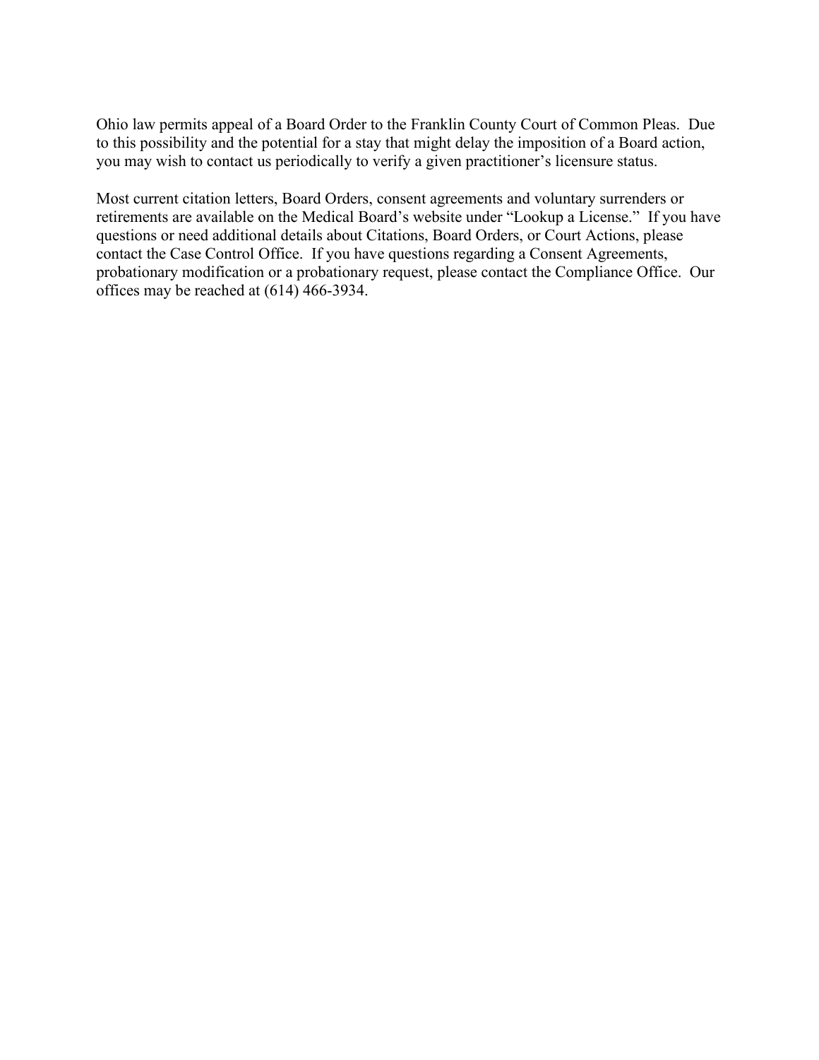Ohio law permits appeal of a Board Order to the Franklin County Court of Common Pleas. Due to this possibility and the potential for a stay that might delay the imposition of a Board action, you may wish to contact us periodically to verify a given practitioner's licensure status.

Most current citation letters, Board Orders, consent agreements and voluntary surrenders or retirements are available on the Medical Board's website under "Lookup a License." If you have questions or need additional details about Citations, Board Orders, or Court Actions, please contact the Case Control Office. If you have questions regarding a Consent Agreements, probationary modification or a probationary request, please contact the Compliance Office. Our offices may be reached at (614) 466-3934.